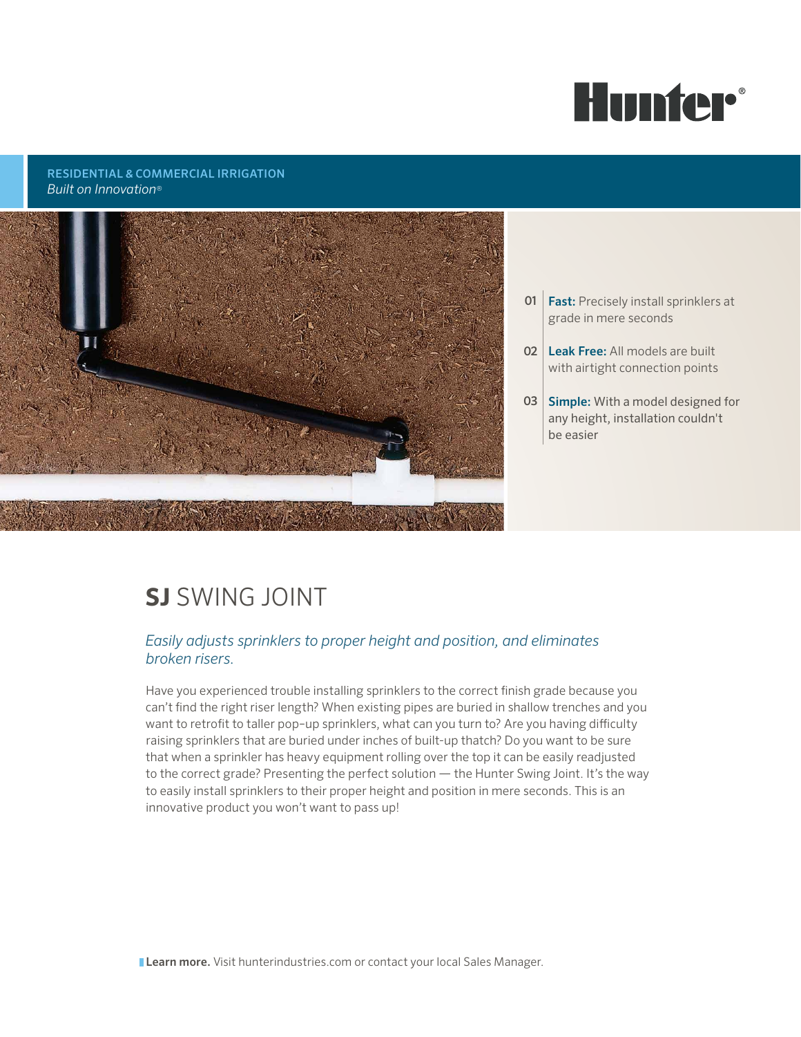Hunter®

RESIDENTIAL & COMMERCIAL IRRIGATION
*Built on Innovation®*

01 **Fast:** Precisely install sprinklers at grade in mere seconds

02 **Leak Free:** All models are built with airtight connection points

03 **Simple:** With a model designed for any height, installation couldn't be easier

# **SJ** SWING JOINT

*Easily adjusts sprinklers to proper height and position, and eliminates broken risers.*

Have you experienced trouble installing sprinklers to the correct finish grade because you can't find the right riser length? When existing pipes are buried in shallow trenches and you want to retrofit to taller pop-up sprinklers, what can you turn to? Are you having difficulty raising sprinklers that are buried under inches of built-up thatch? Do you want to be sure that when a sprinkler has heavy equipment rolling over the top it can be easily readjusted to the correct grade? Presenting the perfect solution — the Hunter Swing Joint. It's the way to easily install sprinklers to their proper height and position in mere seconds. This is an innovative product you won't want to pass up!

**Learn more.** Visit hunterindustries.com or contact your local Sales Manager.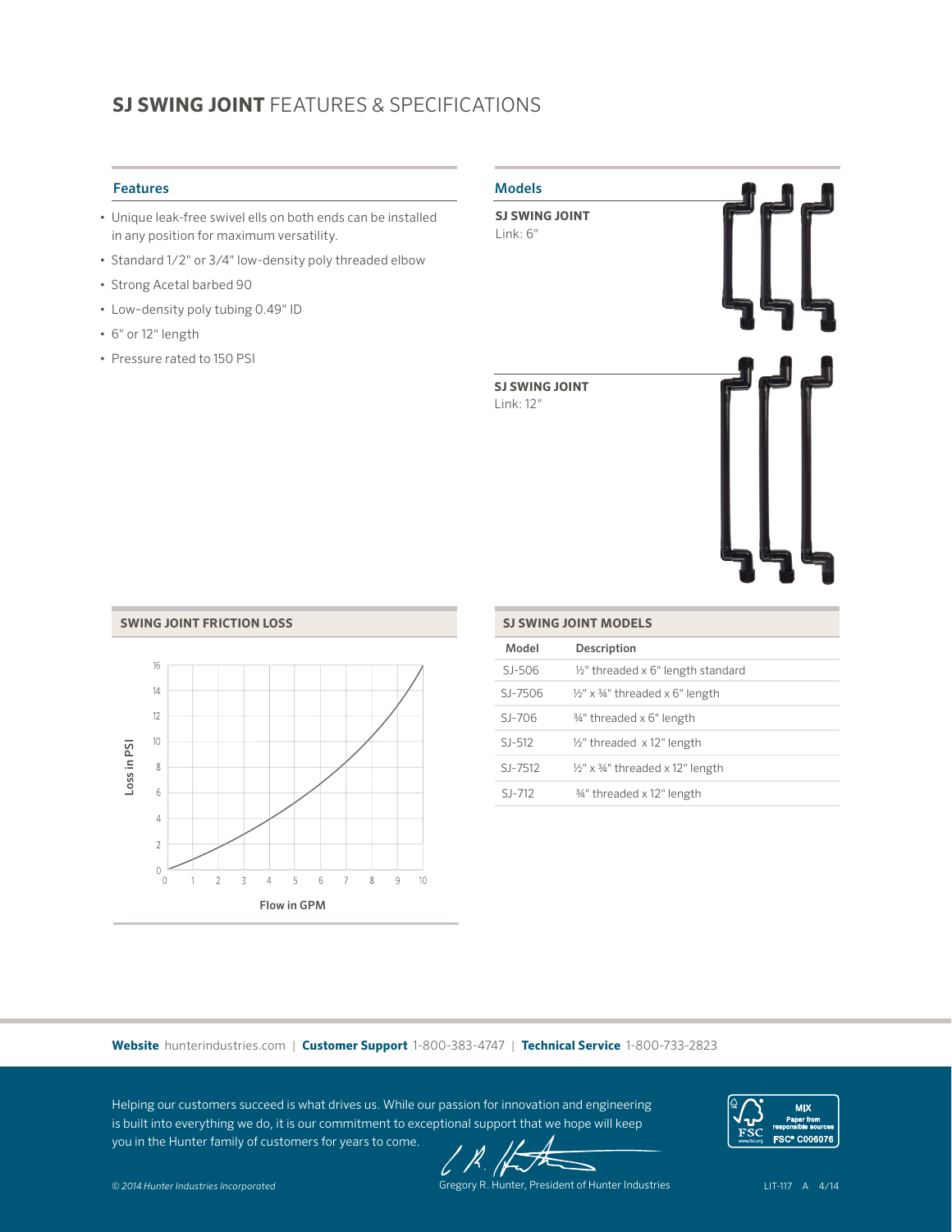# SJ SWING JOINT FEATURES & SPECIFICATIONS

## Features

- Unique leak-free swivel ells on both ends can be installed in any position for maximum versatility.
- Standard 1/2" or 3/4" low-density poly threaded elbow
- Strong Acetal barbed 90
- Low-density poly tubing 0.49" ID
- 6" or 12" length
- Pressure rated to 150 PSI

## Models

**SJ SWING JOINT**
Link: 6"

**SJ SWING JOINT**
Link: 12"

### SWING JOINT FRICTION LOSS

Loss in PSI

16
14
12
10
8
6
4
2
0

0 1 2 3 4 5 6 7 8 9 10

Flow in GPM

### SJ SWING JOINT MODELS

| Model | Description |
|---|---|
| SJ-506 | ½" threaded x 6" length standard |
| SJ-7506 | ½" x ¾" threaded x 6" length |
| SJ-706 | ¾" threaded x 6" length |
| SJ-512 | ½" threaded x 12" length |
| SJ-7512 | ½" x ¾" threaded x 12" length |
| SJ-712 | ¾" threaded x 12" length |

**Website** hunterindustries.com | **Customer Support** 1-800-383-4747 | **Technical Service** 1-800-733-2823

Helping our customers succeed is what drives us. While our passion for innovation and engineering is built into everything we do, it is our commitment to exceptional support that we hope will keep you in the Hunter family of customers for years to come.

Gregory R. Hunter, President of Hunter Industries

*© 2014 Hunter Industries Incorporated*

MIX Paper from responsible sources FSC® C006076

LIT-117 A 4/14